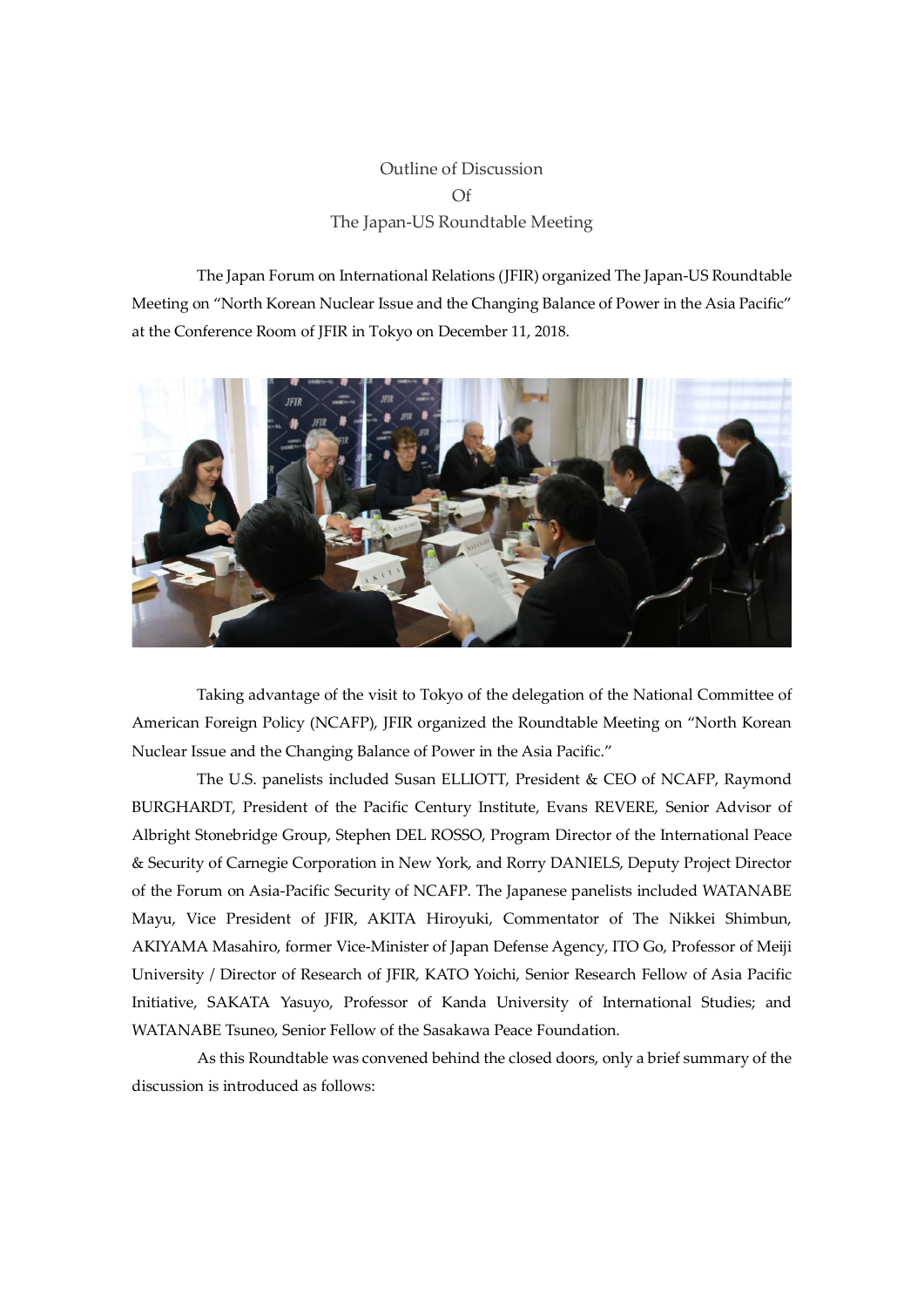# Outline of Discussion
# Of
# The Japan-US Roundtable Meeting

The Japan Forum on International Relations (JFIR) organized The Japan-US Roundtable Meeting on "North Korean Nuclear Issue and the Changing Balance of Power in the Asia Pacific" at the Conference Room of JFIR in Tokyo on December 11, 2018.

Taking advantage of the visit to Tokyo of the delegation of the National Committee of American Foreign Policy (NCAFP), JFIR organized the Roundtable Meeting on "North Korean Nuclear Issue and the Changing Balance of Power in the Asia Pacific."

The U.S. panelists included Susan ELLIOTT, President & CEO of NCAFP, Raymond BURGHARDT, President of the Pacific Century Institute, Evans REVERE, Senior Advisor of Albright Stonebridge Group, Stephen DEL ROSSO, Program Director of the International Peace & Security of Carnegie Corporation in New York, and Rorry DANIELS, Deputy Project Director of the Forum on Asia-Pacific Security of NCAFP. The Japanese panelists included WATANABE Mayu, Vice President of JFIR, AKITA Hiroyuki, Commentator of The Nikkei Shimbun, AKIYAMA Masahiro, former Vice-Minister of Japan Defense Agency, ITO Go, Professor of Meiji University / Director of Research of JFIR, KATO Yoichi, Senior Research Fellow of Asia Pacific Initiative, SAKATA Yasuyo, Professor of Kanda University of International Studies; and WATANABE Tsuneo, Senior Fellow of the Sasakawa Peace Foundation.

As this Roundtable was convened behind the closed doors, only a brief summary of the discussion is introduced as follows: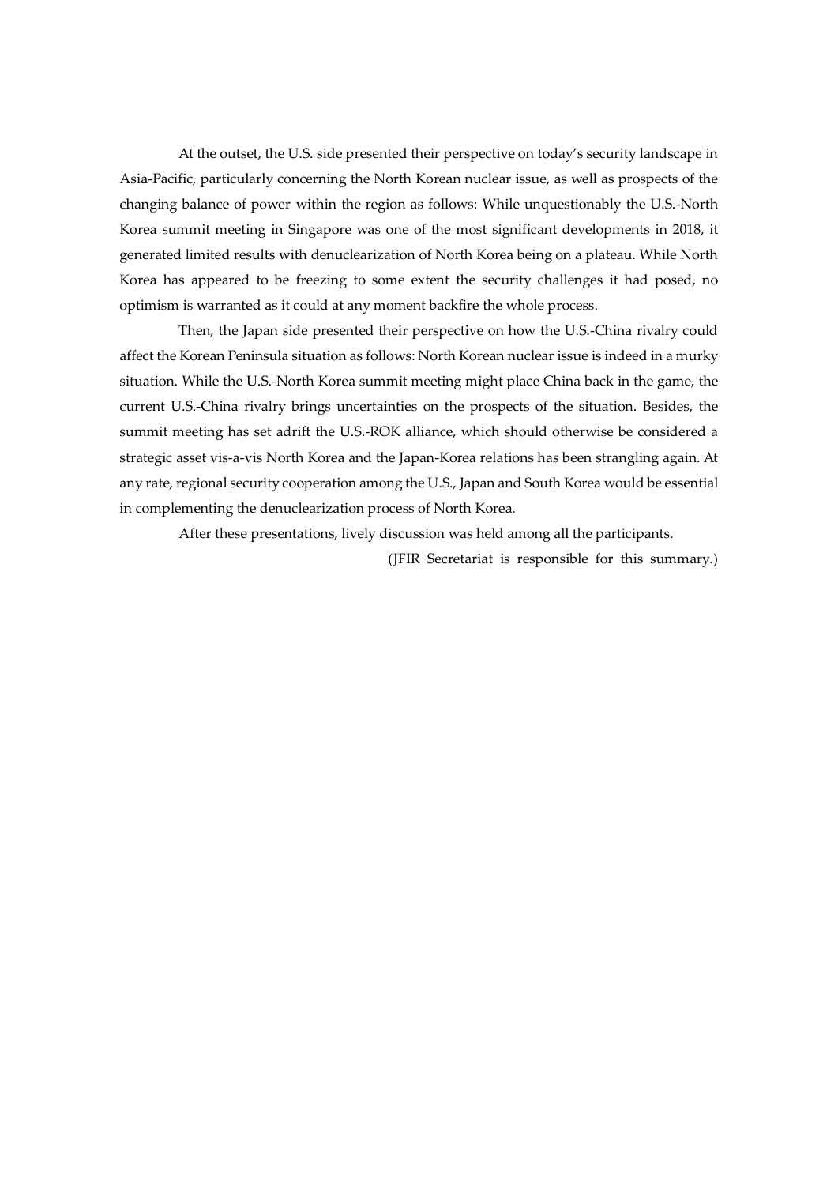At the outset, the U.S. side presented their perspective on today's security landscape in Asia-Pacific, particularly concerning the North Korean nuclear issue, as well as prospects of the changing balance of power within the region as follows: While unquestionably the U.S.-North Korea summit meeting in Singapore was one of the most significant developments in 2018, it generated limited results with denuclearization of North Korea being on a plateau. While North Korea has appeared to be freezing to some extent the security challenges it had posed, no optimism is warranted as it could at any moment backfire the whole process.

Then, the Japan side presented their perspective on how the U.S.-China rivalry could affect the Korean Peninsula situation as follows: North Korean nuclear issue is indeed in a murky situation. While the U.S.-North Korea summit meeting might place China back in the game, the current U.S.-China rivalry brings uncertainties on the prospects of the situation. Besides, the summit meeting has set adrift the U.S.-ROK alliance, which should otherwise be considered a strategic asset vis-a-vis North Korea and the Japan-Korea relations has been strangling again. At any rate, regional security cooperation among the U.S., Japan and South Korea would be essential in complementing the denuclearization process of North Korea.

After these presentations, lively discussion was held among all the participants.

(JFIR Secretariat is responsible for this summary.)